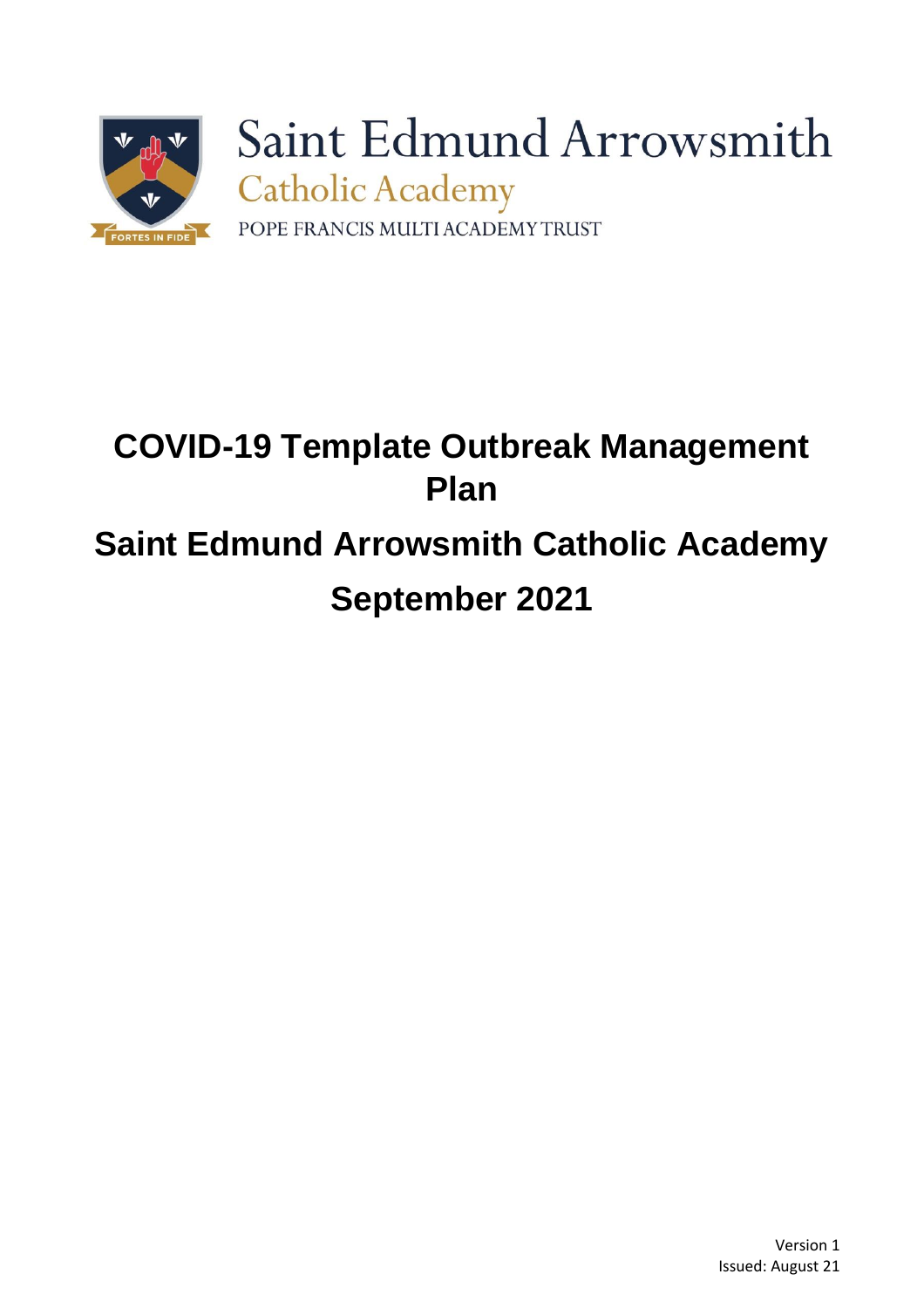Saint Edmund Arrowsmith

Catholic Academy

POPE FRANCIS MULTI ACADEMY TRUST

FORTES IN FIDE

# COVID-19 Template Outbreak Management Plan

# Saint Edmund Arrowsmith Catholic Academy

# September 2021

Version 1

Issued: August 21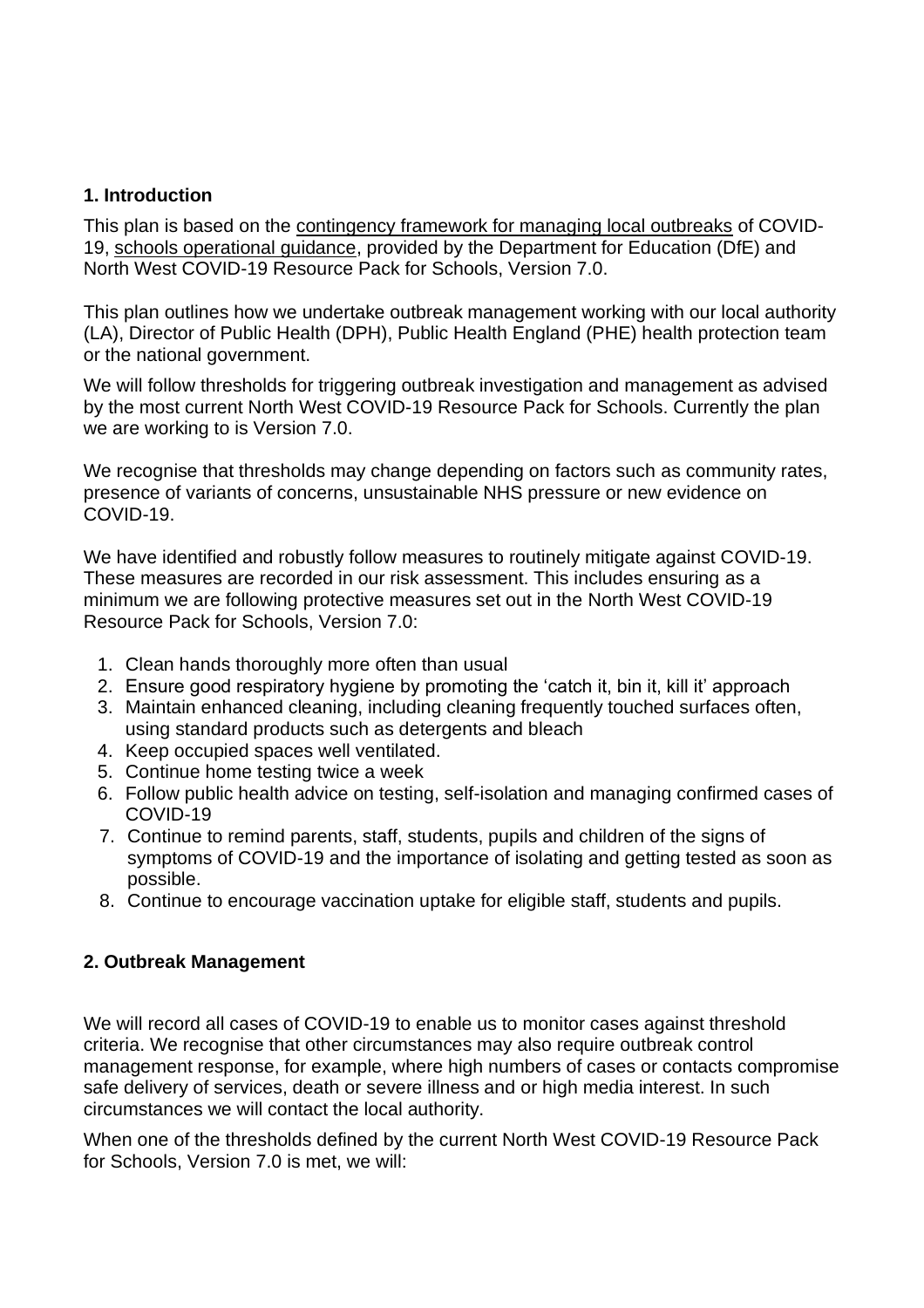## 1. Introduction

This plan is based on the contingency framework for managing local outbreaks of COVID-19, schools operational guidance, provided by the Department for Education (DfE) and North West COVID-19 Resource Pack for Schools, Version 7.0.

This plan outlines how we undertake outbreak management working with our local authority (LA), Director of Public Health (DPH), Public Health England (PHE) health protection team or the national government.

We will follow thresholds for triggering outbreak investigation and management as advised by the most current North West COVID-19 Resource Pack for Schools. Currently the plan we are working to is Version 7.0.

We recognise that thresholds may change depending on factors such as community rates, presence of variants of concerns, unsustainable NHS pressure or new evidence on COVID-19.

We have identified and robustly follow measures to routinely mitigate against COVID-19. These measures are recorded in our risk assessment. This includes ensuring as a minimum we are following protective measures set out in the North West COVID-19 Resource Pack for Schools, Version 7.0:

1. Clean hands thoroughly more often than usual
2. Ensure good respiratory hygiene by promoting the 'catch it, bin it, kill it' approach
3. Maintain enhanced cleaning, including cleaning frequently touched surfaces often, using standard products such as detergents and bleach
4. Keep occupied spaces well ventilated.
5. Continue home testing twice a week
6. Follow public health advice on testing, self-isolation and managing confirmed cases of COVID-19
7. Continue to remind parents, staff, students, pupils and children of the signs of symptoms of COVID-19 and the importance of isolating and getting tested as soon as possible.
8. Continue to encourage vaccination uptake for eligible staff, students and pupils.

## 2. Outbreak Management

We will record all cases of COVID-19 to enable us to monitor cases against threshold criteria. We recognise that other circumstances may also require outbreak control management response, for example, where high numbers of cases or contacts compromise safe delivery of services, death or severe illness and or high media interest. In such circumstances we will contact the local authority.

When one of the thresholds defined by the current North West COVID-19 Resource Pack for Schools, Version 7.0 is met, we will: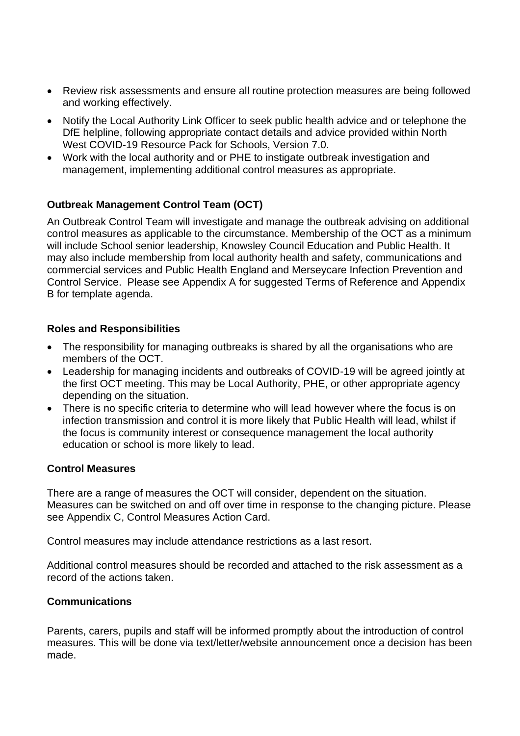- Review risk assessments and ensure all routine protection measures are being followed and working effectively.
- Notify the Local Authority Link Officer to seek public health advice and or telephone the DfE helpline, following appropriate contact details and advice provided within North West COVID-19 Resource Pack for Schools, Version 7.0.
- Work with the local authority and or PHE to instigate outbreak investigation and management, implementing additional control measures as appropriate.

**Outbreak Management Control Team (OCT)**

An Outbreak Control Team will investigate and manage the outbreak advising on additional control measures as applicable to the circumstance. Membership of the OCT as a minimum will include School senior leadership, Knowsley Council Education and Public Health. It may also include membership from local authority health and safety, communications and commercial services and Public Health England and Merseycare Infection Prevention and Control Service. Please see Appendix A for suggested Terms of Reference and Appendix B for template agenda.

**Roles and Responsibilities**

- The responsibility for managing outbreaks is shared by all the organisations who are members of the OCT.
- Leadership for managing incidents and outbreaks of COVID-19 will be agreed jointly at the first OCT meeting. This may be Local Authority, PHE, or other appropriate agency depending on the situation.
- There is no specific criteria to determine who will lead however where the focus is on infection transmission and control it is more likely that Public Health will lead, whilst if the focus is community interest or consequence management the local authority education or school is more likely to lead.

**Control Measures**

There are a range of measures the OCT will consider, dependent on the situation. Measures can be switched on and off over time in response to the changing picture. Please see Appendix C, Control Measures Action Card.

Control measures may include attendance restrictions as a last resort.

Additional control measures should be recorded and attached to the risk assessment as a record of the actions taken.

**Communications**

Parents, carers, pupils and staff will be informed promptly about the introduction of control measures. This will be done via text/letter/website announcement once a decision has been made.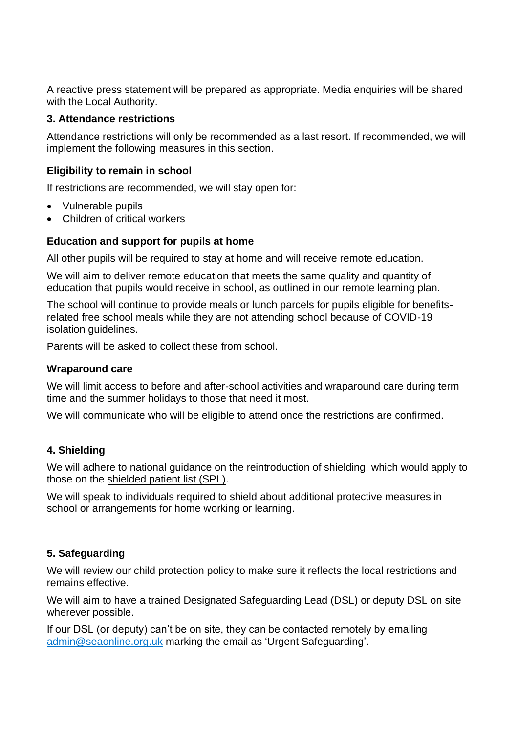A reactive press statement will be prepared as appropriate. Media enquiries will be shared with the Local Authority.

## 3. Attendance restrictions

Attendance restrictions will only be recommended as a last resort. If recommended, we will implement the following measures in this section.

### Eligibility to remain in school

If restrictions are recommended, we will stay open for:

- Vulnerable pupils
- Children of critical workers

### Education and support for pupils at home

All other pupils will be required to stay at home and will receive remote education.

We will aim to deliver remote education that meets the same quality and quantity of education that pupils would receive in school, as outlined in our remote learning plan.

The school will continue to provide meals or lunch parcels for pupils eligible for benefits-related free school meals while they are not attending school because of COVID-19 isolation guidelines.

Parents will be asked to collect these from school.

### Wraparound care

We will limit access to before and after-school activities and wraparound care during term time and the summer holidays to those that need it most.

We will communicate who will be eligible to attend once the restrictions are confirmed.

## 4. Shielding

We will adhere to national guidance on the reintroduction of shielding, which would apply to those on the shielded patient list (SPL).

We will speak to individuals required to shield about additional protective measures in school or arrangements for home working or learning.

## 5. Safeguarding

We will review our child protection policy to make sure it reflects the local restrictions and remains effective.

We will aim to have a trained Designated Safeguarding Lead (DSL) or deputy DSL on site wherever possible.

If our DSL (or deputy) can't be on site, they can be contacted remotely by emailing admin@seaonline.org.uk marking the email as 'Urgent Safeguarding'.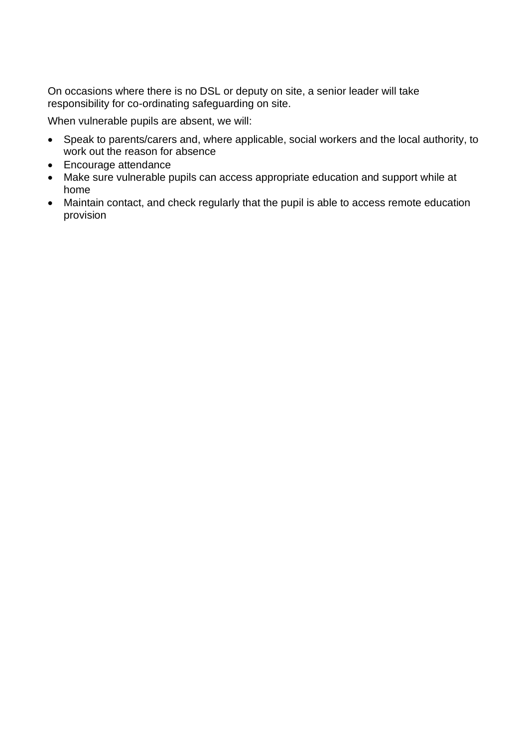On occasions where there is no DSL or deputy on site, a senior leader will take responsibility for co-ordinating safeguarding on site.

When vulnerable pupils are absent, we will:

- Speak to parents/carers and, where applicable, social workers and the local authority, to work out the reason for absence
- Encourage attendance
- Make sure vulnerable pupils can access appropriate education and support while at home
- Maintain contact, and check regularly that the pupil is able to access remote education provision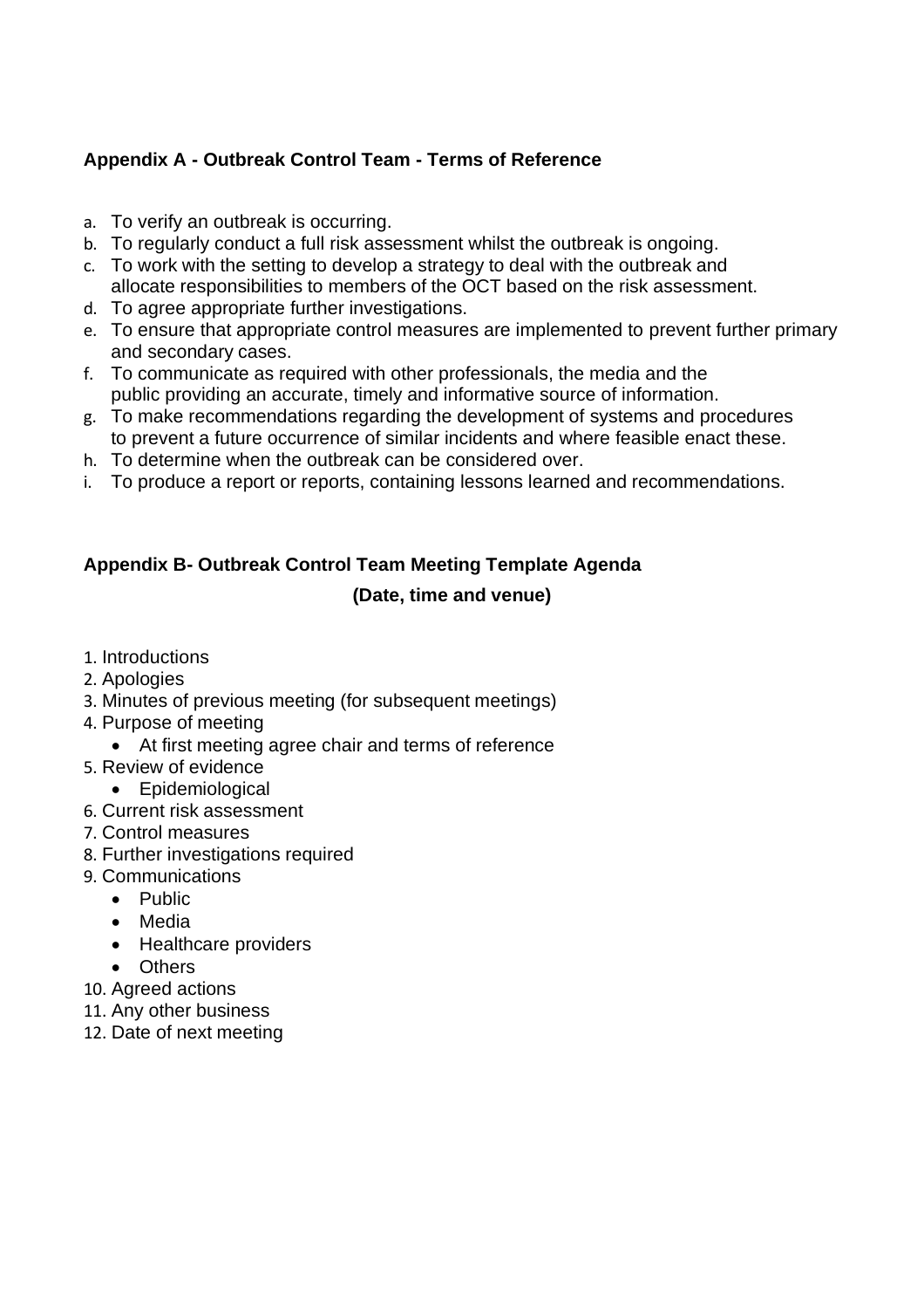## Appendix A - Outbreak Control Team - Terms of Reference

a. To verify an outbreak is occurring.
b. To regularly conduct a full risk assessment whilst the outbreak is ongoing.
c. To work with the setting to develop a strategy to deal with the outbreak and allocate responsibilities to members of the OCT based on the risk assessment.
d. To agree appropriate further investigations.
e. To ensure that appropriate control measures are implemented to prevent further primary and secondary cases.
f. To communicate as required with other professionals, the media and the public providing an accurate, timely and informative source of information.
g. To make recommendations regarding the development of systems and procedures to prevent a future occurrence of similar incidents and where feasible enact these.
h. To determine when the outbreak can be considered over.
i. To produce a report or reports, containing lessons learned and recommendations.

## Appendix B- Outbreak Control Team Meeting Template Agenda

**(Date, time and venue)**

1. Introductions
2. Apologies
3. Minutes of previous meeting (for subsequent meetings)
4. Purpose of meeting
   - At first meeting agree chair and terms of reference
5. Review of evidence
   - Epidemiological
6. Current risk assessment
7. Control measures
8. Further investigations required
9. Communications
   - Public
   - Media
   - Healthcare providers
   - Others
10. Agreed actions
11. Any other business
12. Date of next meeting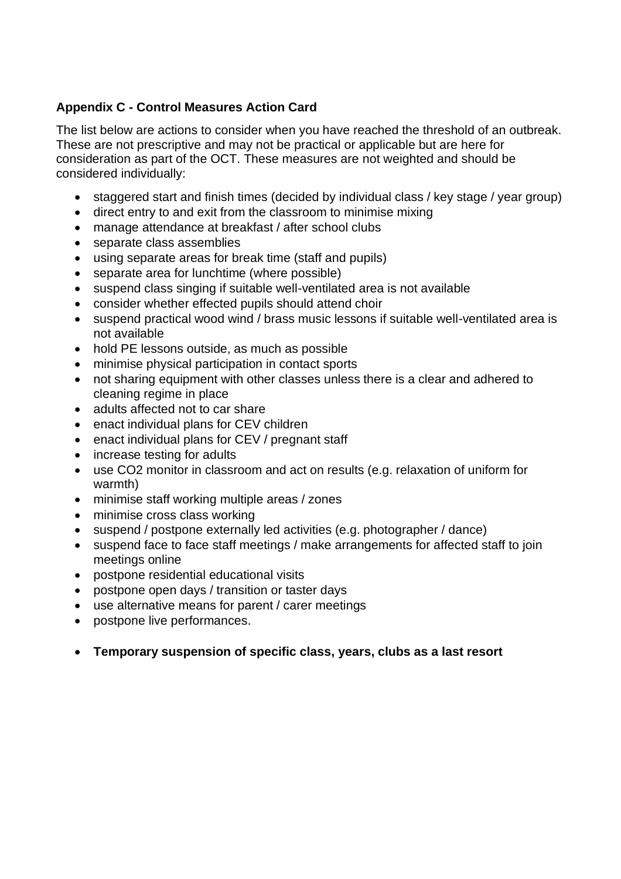**Appendix C - Control Measures Action Card**

The list below are actions to consider when you have reached the threshold of an outbreak. These are not prescriptive and may not be practical or applicable but are here for consideration as part of the OCT. These measures are not weighted and should be considered individually:

- staggered start and finish times (decided by individual class / key stage / year group)
- direct entry to and exit from the classroom to minimise mixing
- manage attendance at breakfast / after school clubs
- separate class assemblies
- using separate areas for break time (staff and pupils)
- separate area for lunchtime (where possible)
- suspend class singing if suitable well-ventilated area is not available
- consider whether effected pupils should attend choir
- suspend practical wood wind / brass music lessons if suitable well-ventilated area is not available
- hold PE lessons outside, as much as possible
- minimise physical participation in contact sports
- not sharing equipment with other classes unless there is a clear and adhered to cleaning regime in place
- adults affected not to car share
- enact individual plans for CEV children
- enact individual plans for CEV / pregnant staff
- increase testing for adults
- use CO2 monitor in classroom and act on results (e.g. relaxation of uniform for warmth)
- minimise staff working multiple areas / zones
- minimise cross class working
- suspend / postpone externally led activities (e.g. photographer / dance)
- suspend face to face staff meetings / make arrangements for affected staff to join meetings online
- postpone residential educational visits
- postpone open days / transition or taster days
- use alternative means for parent / carer meetings
- postpone live performances.

- **Temporary suspension of specific class, years, clubs as a last resort**